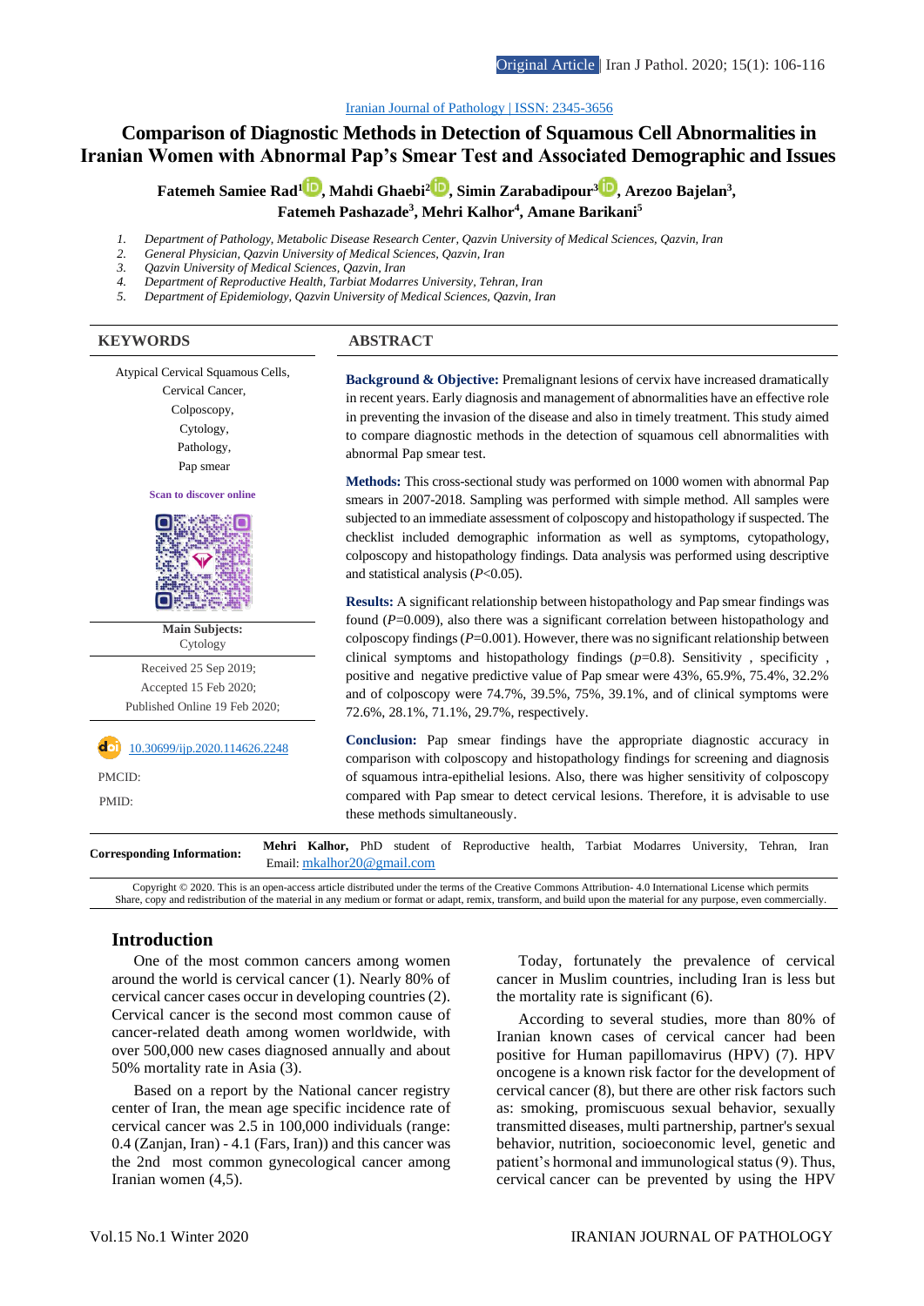Iranian Journal of Pathology | ISSN: 2345-3656

# Comparison of Diagnostic Methods in Detection of Squamous Cell Abnormalities in Iranian Women with Abnormal Pap's Smear Test and Associated Demographic and Issues

**Fatemeh Samiee Rad[1], Mahdi Ghaebi[2], Simin Zarabadipour[3], Arezoo Bajelan[3], Fatemeh Pashazade[3], Mehri Kalhor[4], Amane Barikani[5]**

1. *Department of Pathology, Metabolic Disease Research Center, Qazvin University of Medical Sciences, Qazvin, Iran*
2. *General Physician, Qazvin University of Medical Sciences, Qazvin, Iran*
3. *Qazvin University of Medical Sciences, Qazvin, Iran*
4. *Department of Reproductive Health, Tarbiat Modarres University, Tehran, Iran*
5. *Department of Epidemiology, Qazvin University of Medical Sciences, Qazvin, Iran*

## KEYWORDS

Atypical Cervical Squamous Cells, Cervical Cancer, Colposcopy, Cytology, Pathology, Pap smear

Scan to discover online

**Main Subjects:** Cytology

Received 25 Sep 2019;
Accepted 15 Feb 2020;
Published Online 19 Feb 2020;

10.30699/ijp.2020.114626.2248

PMCID:

PMID:

## ABSTRACT

**Background & Objective:** Premalignant lesions of cervix have increased dramatically in recent years. Early diagnosis and management of abnormalities have an effective role in preventing the invasion of the disease and also in timely treatment. This study aimed to compare diagnostic methods in the detection of squamous cell abnormalities with abnormal Pap smear test.

**Methods:** This cross-sectional study was performed on 1000 women with abnormal Pap smears in 2007-2018. Sampling was performed with simple method. All samples were subjected to an immediate assessment of colposcopy and histopathology if suspected. The checklist included demographic information as well as symptoms, cytopathology, colposcopy and histopathology findings. Data analysis was performed using descriptive and statistical analysis ($P<0.05$).

**Results:** A significant relationship between histopathology and Pap smear findings was found ($P=0.009$), also there was a significant correlation between histopathology and colposcopy findings ($P=0.001$). However, there was no significant relationship between clinical symptoms and histopathology findings ($p=0.8$). Sensitivity , specificity , positive and negative predictive value of Pap smear were 43%, 65.9%, 75.4%, 32.2% and of colposcopy were 74.7%, 39.5%, 75%, 39.1%, and of clinical symptoms were 72.6%, 28.1%, 71.1%, 29.7%, respectively.

**Conclusion:** Pap smear findings have the appropriate diagnostic accuracy in comparison with colposcopy and histopathology findings for screening and diagnosis of squamous intra-epithelial lesions. Also, there was higher sensitivity of colposcopy compared with Pap smear to detect cervical lesions. Therefore, it is advisable to use these methods simultaneously.

**Corresponding Information:** **Mehri Kalhor,** PhD student of Reproductive health, Tarbiat Modarres University, Tehran, Iran
Email: mkalhor20@gmail.com

Copyright © 2020. This is an open-access article distributed under the terms of the Creative Commons Attribution- 4.0 International License which permits Share, copy and redistribution of the material in any medium or format or adapt, remix, transform, and build upon the material for any purpose, even commercially.

## Introduction

One of the most common cancers among women around the world is cervical cancer (1). Nearly 80% of cervical cancer cases occur in developing countries (2). Cervical cancer is the second most common cause of cancer-related death among women worldwide, with over 500,000 new cases diagnosed annually and about 50% mortality rate in Asia (3).

Based on a report by the National cancer registry center of Iran, the mean age specific incidence rate of cervical cancer was 2.5 in 100,000 individuals (range: 0.4 (Zanjan, Iran) - 4.1 (Fars, Iran)) and this cancer was the 2nd most common gynecological cancer among Iranian women (4,5).

Today, fortunately the prevalence of cervical cancer in Muslim countries, including Iran is less but the mortality rate is significant (6).

According to several studies, more than 80% of Iranian known cases of cervical cancer had been positive for Human papillomavirus (HPV) (7). HPV oncogene is a known risk factor for the development of cervical cancer (8), but there are other risk factors such as: smoking, promiscuous sexual behavior, sexually transmitted diseases, multi partnership, partner's sexual behavior, nutrition, socioeconomic level, genetic and patient's hormonal and immunological status (9). Thus, cervical cancer can be prevented by using the HPV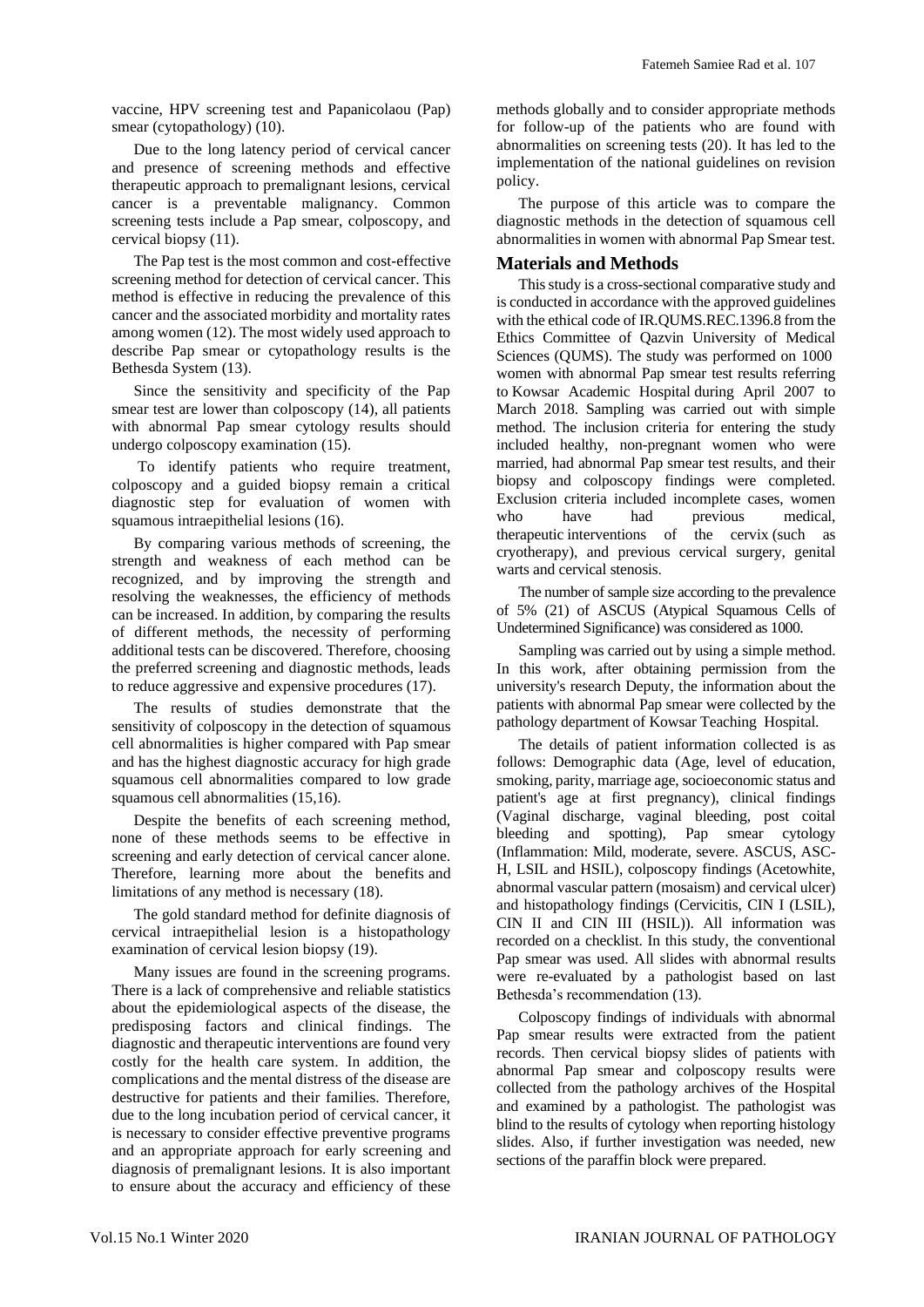vaccine, HPV screening test and Papanicolaou (Pap) smear (cytopathology) (10).

Due to the long latency period of cervical cancer and presence of screening methods and effective therapeutic approach to premalignant lesions, cervical cancer is a preventable malignancy. Common screening tests include a Pap smear, colposcopy, and cervical biopsy (11).

The Pap test is the most common and cost-effective screening method for detection of cervical cancer. This method is effective in reducing the prevalence of this cancer and the associated morbidity and mortality rates among women (12). The most widely used approach to describe Pap smear or cytopathology results is the Bethesda System (13).

Since the sensitivity and specificity of the Pap smear test are lower than colposcopy (14), all patients with abnormal Pap smear cytology results should undergo colposcopy examination (15).

To identify patients who require treatment, colposcopy and a guided biopsy remain a critical diagnostic step for evaluation of women with squamous intraepithelial lesions (16).

By comparing various methods of screening, the strength and weakness of each method can be recognized, and by improving the strength and resolving the weaknesses, the efficiency of methods can be increased. In addition, by comparing the results of different methods, the necessity of performing additional tests can be discovered. Therefore, choosing the preferred screening and diagnostic methods, leads to reduce aggressive and expensive procedures (17).

The results of studies demonstrate that the sensitivity of colposcopy in the detection of squamous cell abnormalities is higher compared with Pap smear and has the highest diagnostic accuracy for high grade squamous cell abnormalities compared to low grade squamous cell abnormalities (15,16).

Despite the benefits of each screening method, none of these methods seems to be effective in screening and early detection of cervical cancer alone. Therefore, learning more about the benefits and limitations of any method is necessary (18).

The gold standard method for definite diagnosis of cervical intraepithelial lesion is a histopathology examination of cervical lesion biopsy (19).

Many issues are found in the screening programs. There is a lack of comprehensive and reliable statistics about the epidemiological aspects of the disease, the predisposing factors and clinical findings. The diagnostic and therapeutic interventions are found very costly for the health care system. In addition, the complications and the mental distress of the disease are destructive for patients and their families. Therefore, due to the long incubation period of cervical cancer, it is necessary to consider effective preventive programs and an appropriate approach for early screening and diagnosis of premalignant lesions. It is also important to ensure about the accuracy and efficiency of these methods globally and to consider appropriate methods for follow-up of the patients who are found with abnormalities on screening tests (20). It has led to the implementation of the national guidelines on revision policy.

The purpose of this article was to compare the diagnostic methods in the detection of squamous cell abnormalities in women with abnormal Pap Smear test.

## Materials and Methods

This study is a cross-sectional comparative study and is conducted in accordance with the approved guidelines with the ethical code of IR.QUMS.REC.1396.8 from the Ethics Committee of Qazvin University of Medical Sciences (QUMS). The study was performed on 1000 women with abnormal Pap smear test results referring to Kowsar Academic Hospital during April 2007 to March 2018. Sampling was carried out with simple method. The inclusion criteria for entering the study included healthy, non-pregnant women who were married, had abnormal Pap smear test results, and their biopsy and colposcopy findings were completed. Exclusion criteria included incomplete cases, women who have had previous medical, therapeutic interventions of the cervix (such as cryotherapy), and previous cervical surgery, genital warts and cervical stenosis.

The number of sample size according to the prevalence of 5% (21) of ASCUS (Atypical Squamous Cells of Undetermined Significance) was considered as 1000.

Sampling was carried out by using a simple method. In this work, after obtaining permission from the university's research Deputy, the information about the patients with abnormal Pap smear were collected by the pathology department of Kowsar Teaching Hospital.

The details of patient information collected is as follows: Demographic data (Age, level of education, smoking, parity, marriage age, socioeconomic status and patient's age at first pregnancy), clinical findings (Vaginal discharge, vaginal bleeding, post coital bleeding and spotting), Pap smear cytology (Inflammation: Mild, moderate, severe. ASCUS, ASC-H, LSIL and HSIL), colposcopy findings (Acetowhite, abnormal vascular pattern (mosaism) and cervical ulcer) and histopathology findings (Cervicitis, CIN I (LSIL), CIN II and CIN III (HSIL)). All information was recorded on a checklist. In this study, the conventional Pap smear was used. All slides with abnormal results were re-evaluated by a pathologist based on last Bethesda's recommendation (13).

Colposcopy findings of individuals with abnormal Pap smear results were extracted from the patient records. Then cervical biopsy slides of patients with abnormal Pap smear and colposcopy results were collected from the pathology archives of the Hospital and examined by a pathologist. The pathologist was blind to the results of cytology when reporting histology slides. Also, if further investigation was needed, new sections of the paraffin block were prepared.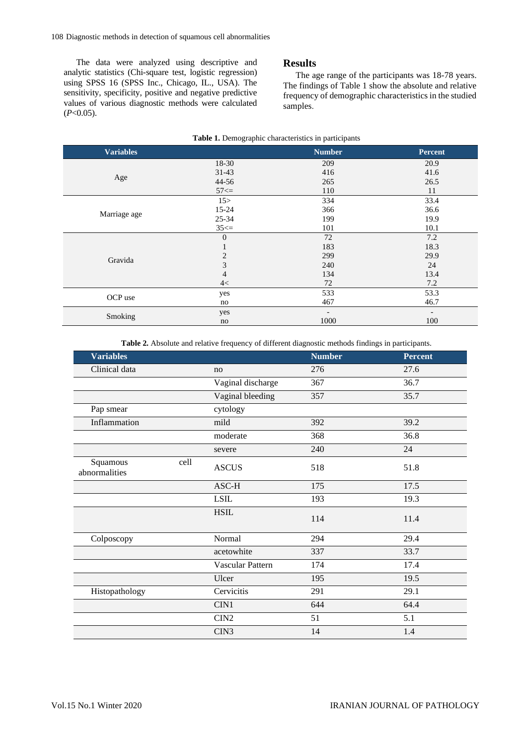The data were analyzed using descriptive and analytic statistics (Chi-square test, logistic regression) using SPSS 16 (SPSS Inc., Chicago, IL., USA). The sensitivity, specificity, positive and negative predictive values of various diagnostic methods were calculated ($P$<0.05).

## Results

The age range of the participants was 18-78 years. The findings of Table 1 show the absolute and relative frequency of demographic characteristics in the studied samples.

**Table 1.** Demographic characteristics in participants

| Variables | | Number | Percent |
|---|---|---|---|
| Age | 18-30 | 209 | 20.9 |
| | 31-43 | 416 | 41.6 |
| | 44-56 | 265 | 26.5 |
| | 57<= | 110 | 11 |
| Marriage age | 15> | 334 | 33.4 |
| | 15-24 | 366 | 36.6 |
| | 25-34 | 199 | 19.9 |
| | 35<= | 101 | 10.1 |
| Gravida | 0 | 72 | 7.2 |
| | 1 | 183 | 18.3 |
| | 2 | 299 | 29.9 |
| | 3 | 240 | 24 |
| | 4 | 134 | 13.4 |
| | 4< | 72 | 7.2 |
| OCP use | yes | 533 | 53.3 |
| | no | 467 | 46.7 |
| Smoking | yes | - | - |
| | no | 1000 | 100 |

**Table 2.** Absolute and relative frequency of different diagnostic methods findings in participants.

| Variables | | Number | Percent |
|---|---|---|---|
| Clinical data | no | 276 | 27.6 |
| | Vaginal discharge | 367 | 36.7 |
| | Vaginal bleeding | 357 | 35.7 |
| Pap smear | cytology | | |
| Inflammation | mild | 392 | 39.2 |
| | moderate | 368 | 36.8 |
| | severe | 240 | 24 |
| Squamous cell abnormalities | ASCUS | 518 | 51.8 |
| | ASC-H | 175 | 17.5 |
| | LSIL | 193 | 19.3 |
| | HSIL | 114 | 11.4 |
| Colposcopy | Normal | 294 | 29.4 |
| | acetowhite | 337 | 33.7 |
| | Vascular Pattern | 174 | 17.4 |
| | Ulcer | 195 | 19.5 |
| Histopathology | Cervicitis | 291 | 29.1 |
| | CIN1 | 644 | 64.4 |
| | CIN2 | 51 | 5.1 |
| | CIN3 | 14 | 1.4 |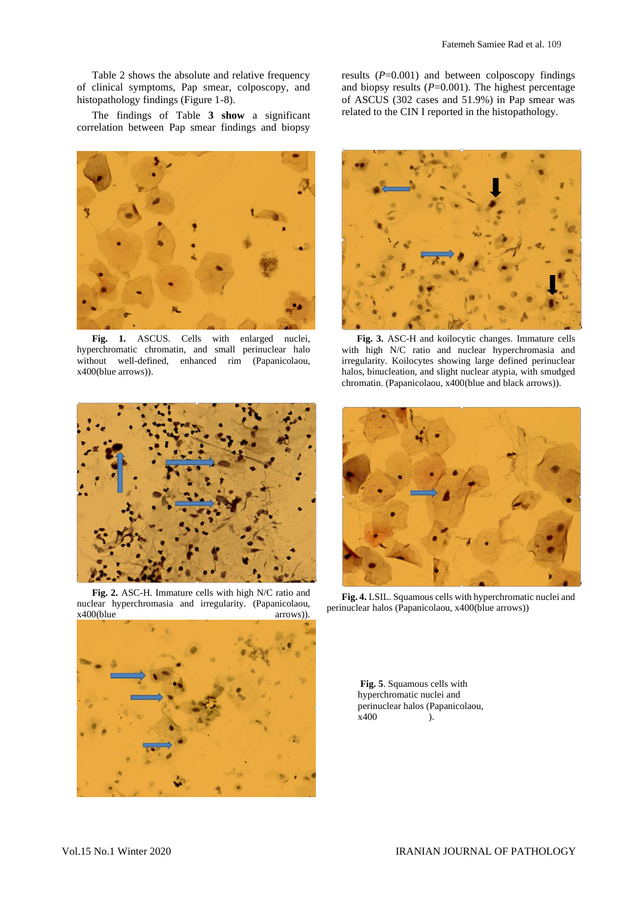Table 2 shows the absolute and relative frequency of clinical symptoms, Pap smear, colposcopy, and histopathology findings (Figure 1-8).

The findings of Table **3 show** a significant correlation between Pap smear findings and biopsy results ($P$=0.001) and between colposcopy findings and biopsy results ($P$=0.001). The highest percentage of ASCUS (302 cases and 51.9%) in Pap smear was related to the CIN I reported in the histopathology.

**Fig. 1.** ASCUS. Cells with enlarged nuclei, hyperchromatic chromatin, and small perinuclear halo without well-defined, enhanced rim (Papanicolaou, x400(blue arrows)).

**Fig. 3.** ASC-H and koilocytic changes. Immature cells with high N/C ratio and nuclear hyperchromasia and irregularity. Koilocytes showing large defined perinuclear halos, binucleation, and slight nuclear atypia, with smudged chromatin. (Papanicolaou, x400(blue and black arrows)).

**Fig. 2.** ASC-H. Immature cells with high N/C ratio and nuclear hyperchromasia and irregularity. (Papanicolaou, x400(blue arrows)).

**Fig. 4.** LSIL. Squamous cells with hyperchromatic nuclei and perinuclear halos (Papanicolaou, x400(blue arrows))

**Fig. 5**. Squamous cells with hyperchromatic nuclei and perinuclear halos (Papanicolaou, x400 ).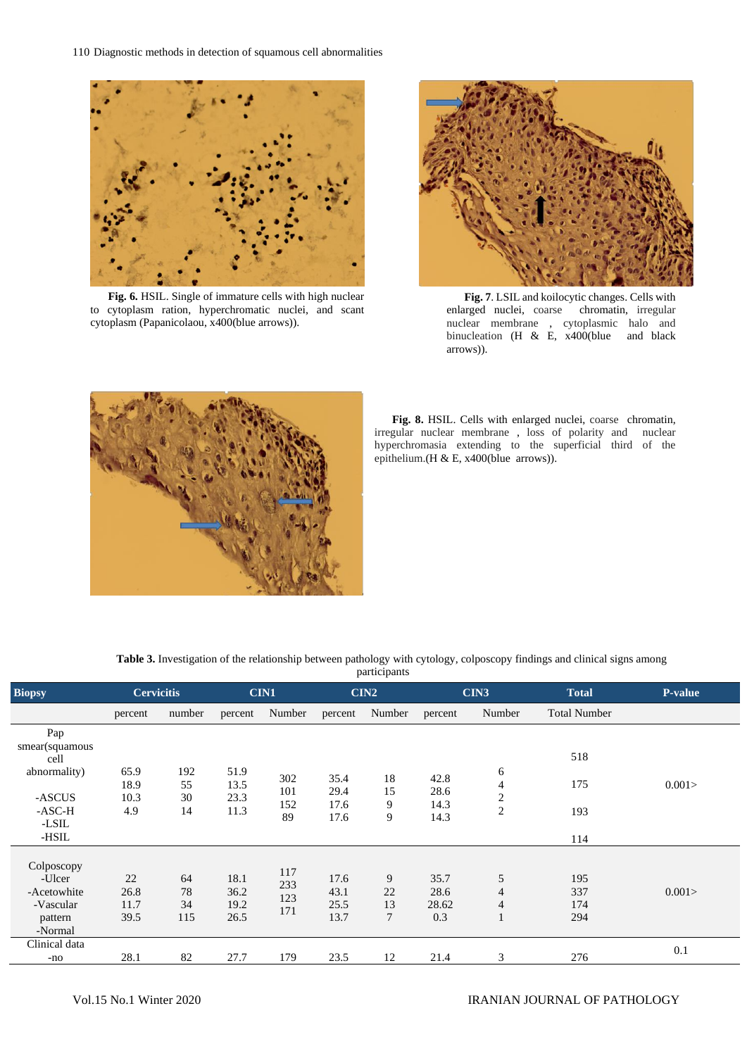**Fig. 6.** HSIL. Single of immature cells with high nuclear to cytoplasm ration, hyperchromatic nuclei, and scant cytoplasm (Papanicolaou, x400(blue arrows)).

**Fig. 7**. LSIL and koilocytic changes. Cells with enlarged nuclei, coarse chromatin, irregular nuclear membrane , cytoplasmic halo and binucleation (H & E, x400(blue and black arrows)).

**Fig. 8.** HSIL. Cells with enlarged nuclei, coarse chromatin, irregular nuclear membrane , loss of polarity and nuclear hyperchromasia extending to the superficial third of the epithelium.(H & E, x400(blue arrows)).

**Table 3.** Investigation of the relationship between pathology with cytology, colposcopy findings and clinical signs among participants

| Biopsy | Cervicitis | | CIN1 | | CIN2 | | CIN3 | | Total | P-value |
|---|---|---|---|---|---|---|---|---|---|---|
| | percent | number | percent | Number | percent | Number | percent | Number | Total Number | |
| Pap smear(squamous cell abnormality) | | | | | | | | | | |
| -ASCUS | 65.9 | 192 | 51.9 | 302 | 35.4 | 18 | 42.8 | 6 | 518 | 0.001> |
| -ASC-H | 18.9 | 55 | 13.5 | 101 | 29.4 | 15 | 28.6 | 4 | 175 | |
| -LSIL | 10.3 | 30 | 23.3 | 152 | 17.6 | 9 | 14.3 | 2 | 193 | |
| -HSIL | 4.9 | 14 | 11.3 | 89 | 17.6 | 9 | 14.3 | 2 | 114 | |
| Colposcopy | | | | | | | | | | |
| -Ulcer | 22 | 64 | 18.1 | 117 | 17.6 | 9 | 35.7 | 5 | 195 | 0.001> |
| -Acetowhite | 26.8 | 78 | 36.2 | 233 | 43.1 | 22 | 28.6 | 4 | 337 | |
| -Vascular pattern | 11.7 | 34 | 19.2 | 123 | 25.5 | 13 | 28.62 | 4 | 174 | |
| -Normal | 39.5 | 115 | 26.5 | 171 | 13.7 | 7 | 0.3 | 1 | 294 | |
| Clinical data | | | | | | | | | | 0.1 |
| -no | 28.1 | 82 | 27.7 | 179 | 23.5 | 12 | 21.4 | 3 | 276 | |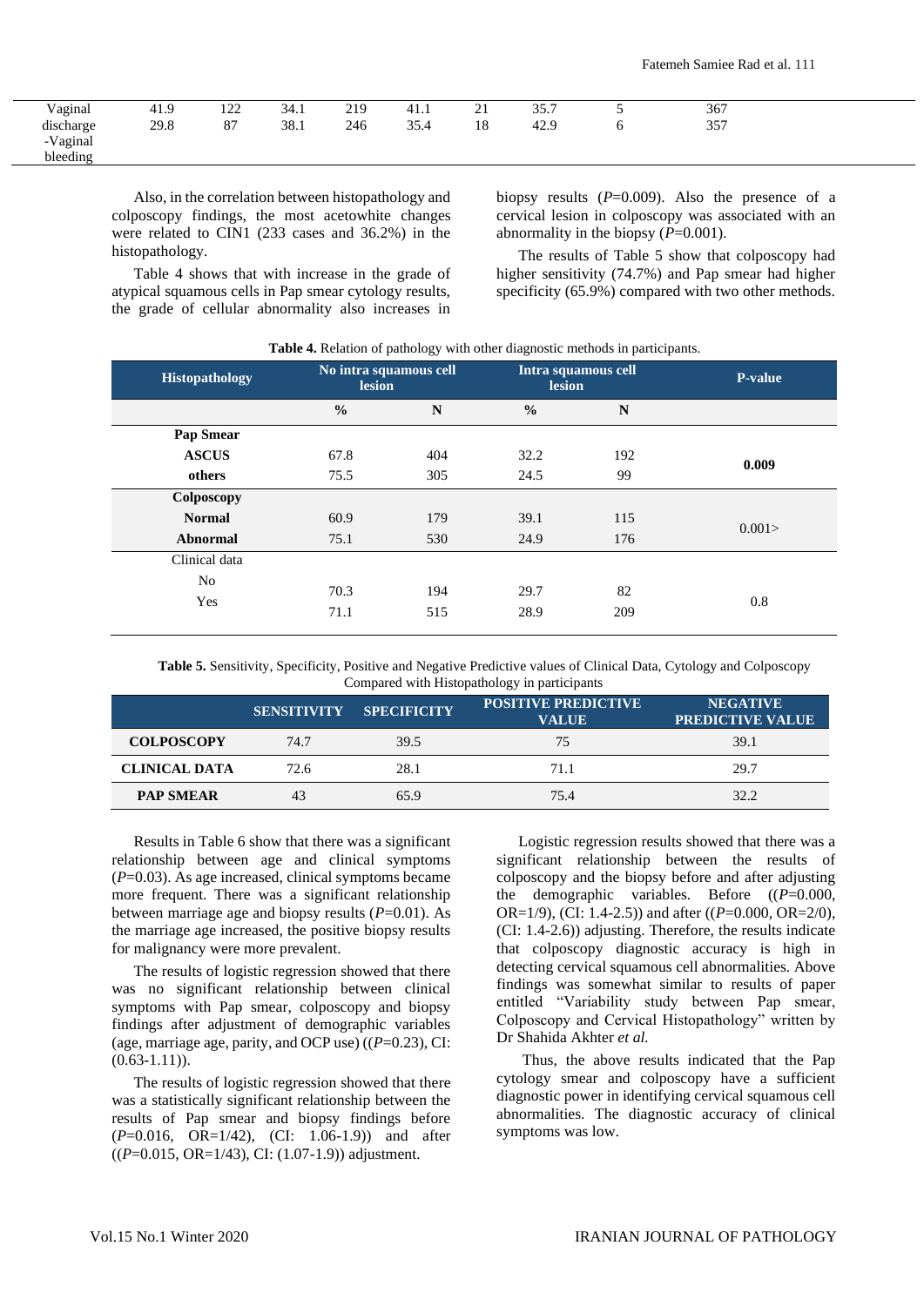| Vaginal discharge | 41.9 | 122 | 34.1 | 219 | 41.1 | 21 | 35.7 | 5 | 367 |
|---|---|---|---|---|---|---|---|---|---|
| -Vaginal bleeding | 29.8 | 87 | 38.1 | 246 | 35.4 | 18 | 42.9 | 6 | 357 |

Also, in the correlation between histopathology and colposcopy findings, the most acetowhite changes were related to CIN1 (233 cases and 36.2%) in the histopathology.

Table 4 shows that with increase in the grade of atypical squamous cells in Pap smear cytology results, the grade of cellular abnormality also increases in biopsy results ($P$=0.009). Also the presence of a cervical lesion in colposcopy was associated with an abnormality in the biopsy ($P$=0.001).

The results of Table 5 show that colposcopy had higher sensitivity (74.7%) and Pap smear had higher specificity (65.9%) compared with two other methods.

**Table 4.** Relation of pathology with other diagnostic methods in participants.

| Histopathology | No intra squamous cell lesion | | Intra squamous cell lesion | | P-value |
|---|---|---|---|---|---|
| | % | N | % | N | |
| **Pap Smear** | | | | | |
| **ASCUS** | 67.8 | 404 | 32.2 | 192 | **0.009** |
| **others** | 75.5 | 305 | 24.5 | 99 | |
| **Colposcopy** | | | | | |
| **Normal** | 60.9 | 179 | 39.1 | 115 | 0.001> |
| **Abnormal** | 75.1 | 530 | 24.9 | 176 | |
| Clinical data | | | | | |
| No | 70.3 | 194 | 29.7 | 82 | 0.8 |
| Yes | 71.1 | 515 | 28.9 | 209 | |

**Table 5.** Sensitivity, Specificity, Positive and Negative Predictive values of Clinical Data, Cytology and Colposcopy Compared with Histopathology in participants

| | SENSITIVITY | SPECIFICITY | POSITIVE PREDICTIVE VALUE | NEGATIVE PREDICTIVE VALUE |
|---|---|---|---|---|
| **COLPOSCOPY** | 74.7 | 39.5 | 75 | 39.1 |
| **CLINICAL DATA** | 72.6 | 28.1 | 71.1 | 29.7 |
| **PAP SMEAR** | 43 | 65.9 | 75.4 | 32.2 |

Results in Table 6 show that there was a significant relationship between age and clinical symptoms ($P$=0.03). As age increased, clinical symptoms became more frequent. There was a significant relationship between marriage age and biopsy results ($P$=0.01). As the marriage age increased, the positive biopsy results for malignancy were more prevalent.

The results of logistic regression showed that there was no significant relationship between clinical symptoms with Pap smear, colposcopy and biopsy findings after adjustment of demographic variables (age, marriage age, parity, and OCP use) (($P$=0.23), CI: (0.63-1.11)).

The results of logistic regression showed that there was a statistically significant relationship between the results of Pap smear and biopsy findings before ($P$=0.016, OR=1/42), (CI: 1.06-1.9)) and after (($P$=0.015, OR=1/43), CI: (1.07-1.9)) adjustment.

Logistic regression results showed that there was a significant relationship between the results of colposcopy and the biopsy before and after adjusting the demographic variables. Before (($P$=0.000, OR=1/9), (CI: 1.4-2.5)) and after (($P$=0.000, OR=2/0), (CI: 1.4-2.6)) adjusting. Therefore, the results indicate that colposcopy diagnostic accuracy is high in detecting cervical squamous cell abnormalities. Above findings was somewhat similar to results of paper entitled "Variability study between Pap smear, Colposcopy and Cervical Histopathology" written by Dr Shahida Akhter *et al.*

Thus, the above results indicated that the Pap cytology smear and colposcopy have a sufficient diagnostic power in identifying cervical squamous cell abnormalities. The diagnostic accuracy of clinical symptoms was low.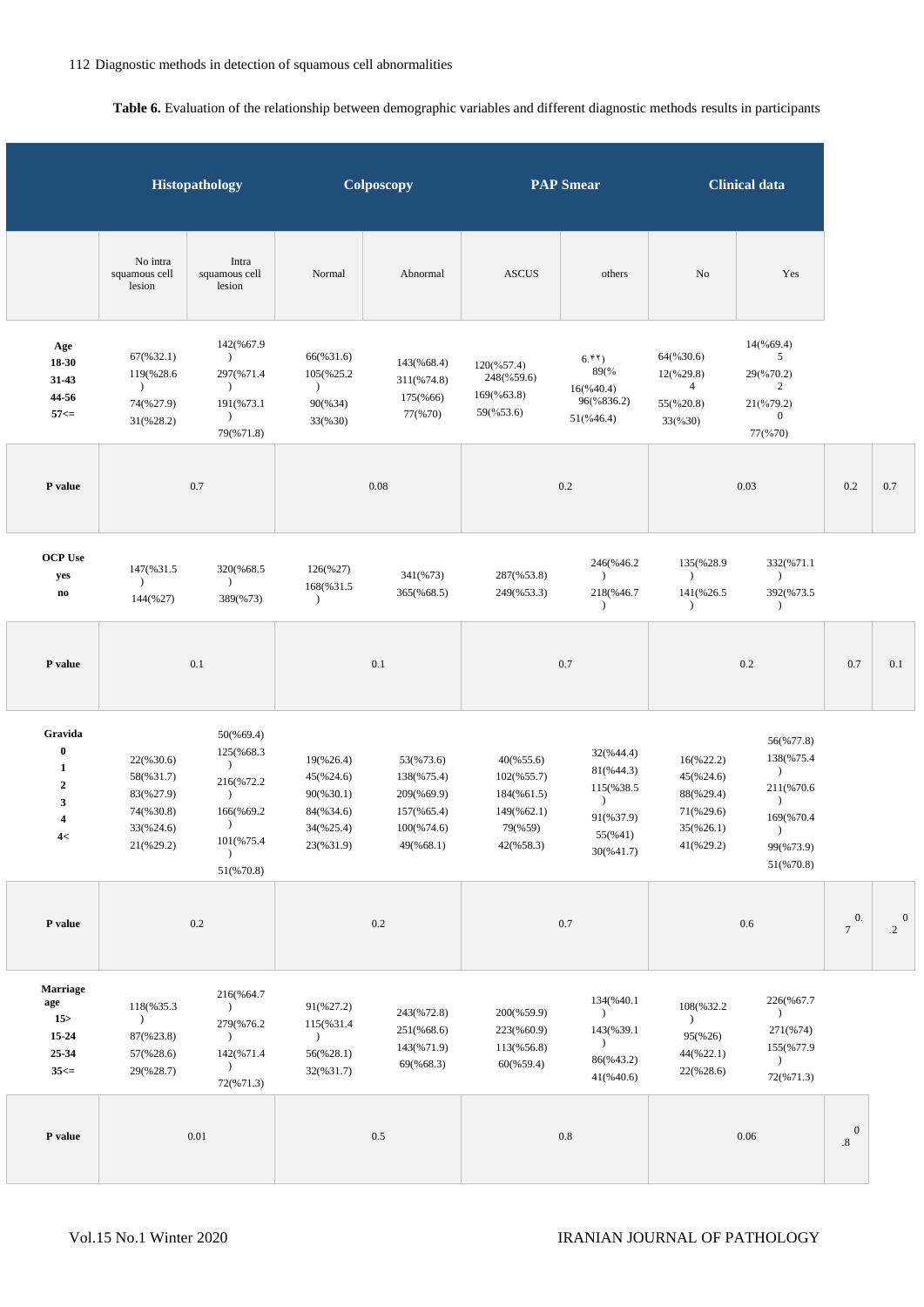**Table 6.** Evaluation of the relationship between demographic variables and different diagnostic methods results in participants

| | Histopathology | | Colposcopy | | PAP Smear | | Clinical data | | | |
|---|---|---|---|---|---|---|---|---|---|---|
| | No intra squamous cell lesion | Intra squamous cell lesion | Normal | Abnormal | ASCUS | others | No | Yes | | |
| **Age**<br>**18-30**<br>**31-43**<br>**44-56**<br>**57<=** | 67(%32.1)<br>119(%28.6)<br>74(%27.9)<br>31(%28.2) | 142(%67.9)<br>297(%71.4)<br>191(%73.1)<br>79(%71.8) | 66(%31.6)<br>105(%25.2)<br>90(%34)<br>33(%30) | 143(%68.4)<br>311(%74.8)<br>175(%66)<br>77(%70) | 120(%57.4)<br>248(%59.6)<br>169(%63.8)<br>59(%53.6) | 6.۴۲)<br>89(%<br>16(%40.4)<br>96(%836.2)<br>51(%46.4) | 64(%30.6)<br>12(%29.8) 4<br>55(%20.8)<br>33(%30) | 14(%69.4) 5<br>29(%70.2) 2<br>21(%79.2) 0<br>77(%70) | | |
| **P value** | 0.7 | | 0.08 | | 0.2 | | 0.03 | | 0.2 | 0.7 |
| **OCP Use**<br>**yes**<br>**no** | 147(%31.5)<br>144(%27) | 320(%68.5)<br>389(%73) | 126(%27)<br>168(%31.5) | 341(%73)<br>365(%68.5) | 287(%53.8)<br>249(%53.3) | 246(%46.2)<br>218(%46.7) | 135(%28.9)<br>141(%26.5) | 332(%71.1)<br>392(%73.5) | | |
| **P value** | 0.1 | | 0.1 | | 0.7 | | 0.2 | | 0.7 | 0.1 |
| **Gravida**<br>**0**<br>**1**<br>**2**<br>**3**<br>**4**<br>**4<** | 22(%30.6)<br>58(%31.7)<br>83(%27.9)<br>74(%30.8)<br>33(%24.6)<br>21(%29.2) | 50(%69.4)<br>125(%68.3)<br>216(%72.2)<br>166(%69.2)<br>101(%75.4)<br>51(%70.8) | 19(%26.4)<br>45(%24.6)<br>90(%30.1)<br>84(%34.6)<br>34(%25.4)<br>23(%31.9) | 53(%73.6)<br>138(%75.4)<br>209(%69.9)<br>157(%65.4)<br>100(%74.6)<br>49(%68.1) | 40(%55.6)<br>102(%55.7)<br>184(%61.5)<br>149(%62.1)<br>79(%59)<br>42(%58.3) | 32(%44.4)<br>81(%44.3)<br>115(%38.5)<br>91(%37.9)<br>55(%41)<br>30(%41.7) | 16(%22.2)<br>45(%24.6)<br>88(%29.4)<br>71(%29.6)<br>35(%26.1)<br>41(%29.2) | 56(%77.8)<br>138(%75.4)<br>211(%70.6)<br>169(%70.4)<br>99(%73.9)<br>51(%70.8) | | |
| **P value** | 0.2 | | 0.2 | | 0.7 | | 0.6 | | 0.7 | 0.2 |
| **Marriage age**<br>**15>**<br>**15-24**<br>**25-34**<br>**35<=** | 118(%35.3)<br>87(%23.8)<br>57(%28.6)<br>29(%28.7) | 216(%64.7)<br>279(%76.2)<br>142(%71.4)<br>72(%71.3) | 91(%27.2)<br>115(%31.4)<br>56(%28.1)<br>32(%31.7) | 243(%72.8)<br>251(%68.6)<br>143(%71.9)<br>69(%68.3) | 200(%59.9)<br>223(%60.9)<br>113(%56.8)<br>60(%59.4) | 134(%40.1)<br>143(%39.1)<br>86(%43.2)<br>41(%40.6) | 108(%32.2)<br>95(%26)<br>44(%22.1)<br>22(%28.6) | 226(%67.7)<br>271(%74)<br>155(%77.9)<br>72(%71.3) | | |
| **P value** | 0.01 | | 0.5 | | 0.8 | | 0.06 | | 0.8 | |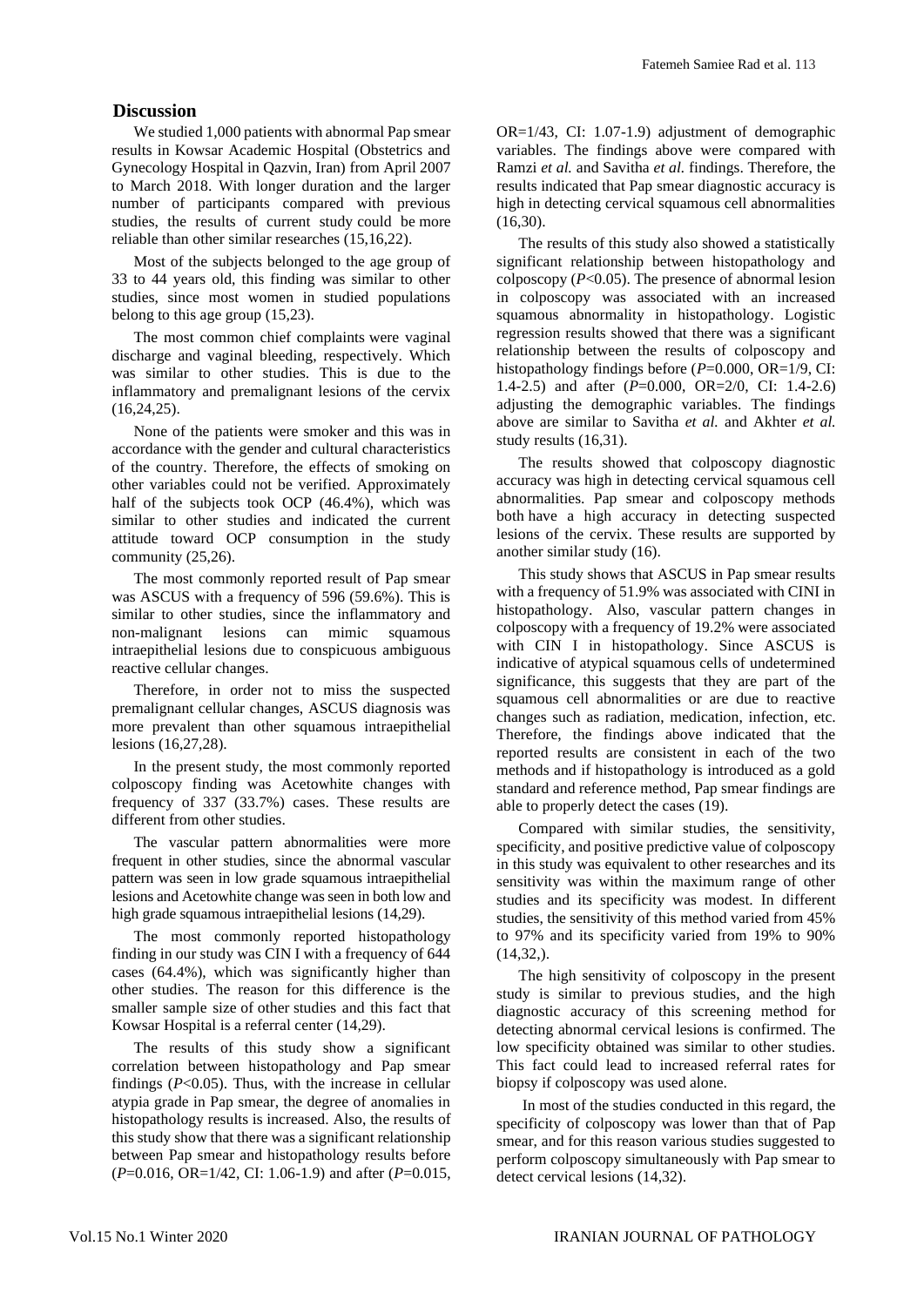## Discussion

We studied 1,000 patients with abnormal Pap smear results in Kowsar Academic Hospital (Obstetrics and Gynecology Hospital in Qazvin, Iran) from April 2007 to March 2018. With longer duration and the larger number of participants compared with previous studies, the results of current study could be more reliable than other similar researches (15,16,22).

Most of the subjects belonged to the age group of 33 to 44 years old, this finding was similar to other studies, since most women in studied populations belong to this age group (15,23).

The most common chief complaints were vaginal discharge and vaginal bleeding, respectively. Which was similar to other studies. This is due to the inflammatory and premalignant lesions of the cervix (16,24,25).

None of the patients were smoker and this was in accordance with the gender and cultural characteristics of the country. Therefore, the effects of smoking on other variables could not be verified. Approximately half of the subjects took OCP (46.4%), which was similar to other studies and indicated the current attitude toward OCP consumption in the study community (25,26).

The most commonly reported result of Pap smear was ASCUS with a frequency of 596 (59.6%). This is similar to other studies, since the inflammatory and non-malignant lesions can mimic squamous intraepithelial lesions due to conspicuous ambiguous reactive cellular changes.

Therefore, in order not to miss the suspected premalignant cellular changes, ASCUS diagnosis was more prevalent than other squamous intraepithelial lesions (16,27,28).

In the present study, the most commonly reported colposcopy finding was Acetowhite changes with frequency of 337 (33.7%) cases. These results are different from other studies.

The vascular pattern abnormalities were more frequent in other studies, since the abnormal vascular pattern was seen in low grade squamous intraepithelial lesions and Acetowhite change was seen in both low and high grade squamous intraepithelial lesions (14,29).

The most commonly reported histopathology finding in our study was CIN I with a frequency of 644 cases (64.4%), which was significantly higher than other studies. The reason for this difference is the smaller sample size of other studies and this fact that Kowsar Hospital is a referral center (14,29).

The results of this study show a significant correlation between histopathology and Pap smear findings ($P<0.05$). Thus, with the increase in cellular atypia grade in Pap smear, the degree of anomalies in histopathology results is increased. Also, the results of this study show that there was a significant relationship between Pap smear and histopathology results before ($P=0.016$, OR=1/42, CI: 1.06-1.9) and after ($P=0.015$, OR=1/43, CI: 1.07-1.9) adjustment of demographic variables. The findings above were compared with Ramzi *et al.* and Savitha *et al.* findings. Therefore, the results indicated that Pap smear diagnostic accuracy is high in detecting cervical squamous cell abnormalities (16,30).

The results of this study also showed a statistically significant relationship between histopathology and colposcopy ($P<0.05$). The presence of abnormal lesion in colposcopy was associated with an increased squamous abnormality in histopathology. Logistic regression results showed that there was a significant relationship between the results of colposcopy and histopathology findings before ($P=0.000$, OR=1/9, CI: 1.4-2.5) and after ($P=0.000$, OR=2/0, CI: 1.4-2.6) adjusting the demographic variables. The findings above are similar to Savitha *et al.* and Akhter *et al.* study results (16,31).

The results showed that colposcopy diagnostic accuracy was high in detecting cervical squamous cell abnormalities. Pap smear and colposcopy methods both have a high accuracy in detecting suspected lesions of the cervix. These results are supported by another similar study (16).

This study shows that ASCUS in Pap smear results with a frequency of 51.9% was associated with CINI in histopathology. Also, vascular pattern changes in colposcopy with a frequency of 19.2% were associated with CIN I in histopathology. Since ASCUS is indicative of atypical squamous cells of undetermined significance, this suggests that they are part of the squamous cell abnormalities or are due to reactive changes such as radiation, medication, infection, etc. Therefore, the findings above indicated that the reported results are consistent in each of the two methods and if histopathology is introduced as a gold standard and reference method, Pap smear findings are able to properly detect the cases (19).

Compared with similar studies, the sensitivity, specificity, and positive predictive value of colposcopy in this study was equivalent to other researches and its sensitivity was within the maximum range of other studies and its specificity was modest. In different studies, the sensitivity of this method varied from 45% to 97% and its specificity varied from 19% to 90% (14,32,).

The high sensitivity of colposcopy in the present study is similar to previous studies, and the high diagnostic accuracy of this screening method for detecting abnormal cervical lesions is confirmed. The low specificity obtained was similar to other studies. This fact could lead to increased referral rates for biopsy if colposcopy was used alone.

In most of the studies conducted in this regard, the specificity of colposcopy was lower than that of Pap smear, and for this reason various studies suggested to perform colposcopy simultaneously with Pap smear to detect cervical lesions (14,32).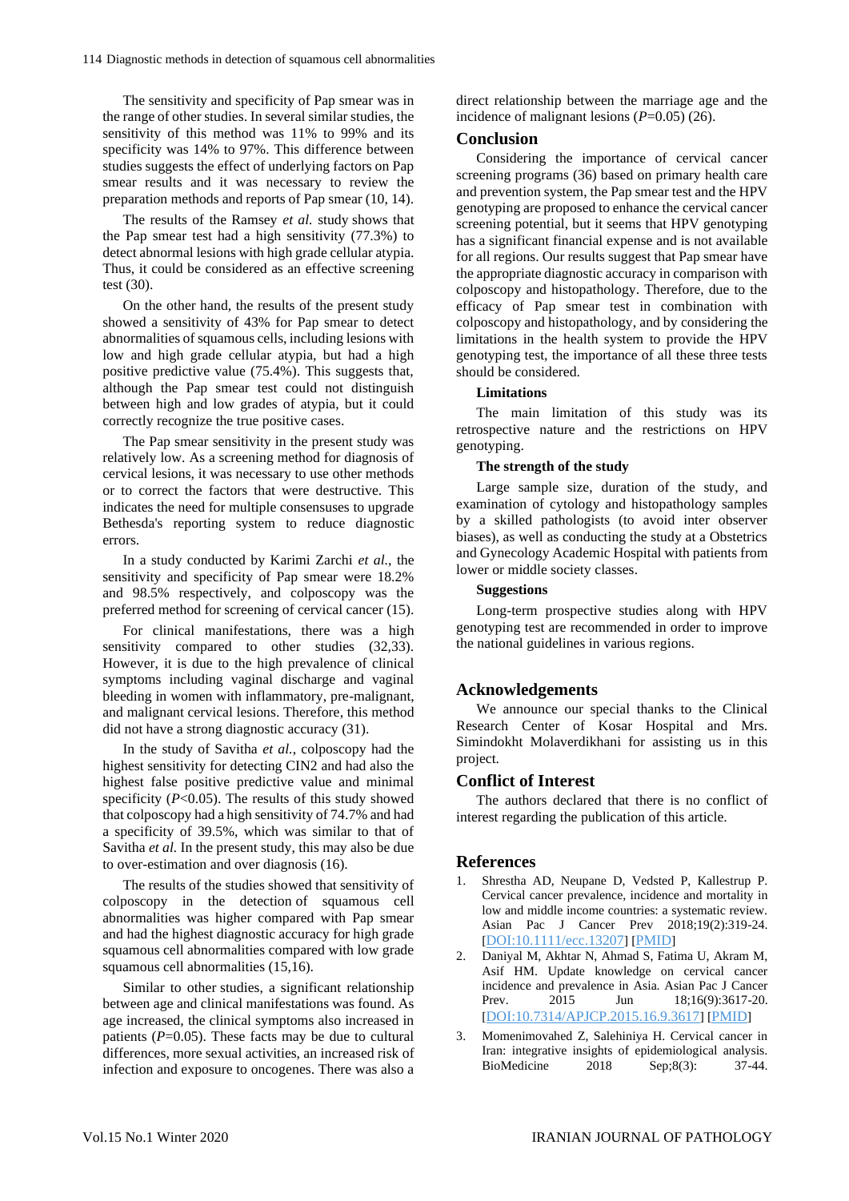The sensitivity and specificity of Pap smear was in the range of other studies. In several similar studies, the sensitivity of this method was 11% to 99% and its specificity was 14% to 97%. This difference between studies suggests the effect of underlying factors on Pap smear results and it was necessary to review the preparation methods and reports of Pap smear (10, 14).

The results of the Ramsey *et al.* study shows that the Pap smear test had a high sensitivity (77.3%) to detect abnormal lesions with high grade cellular atypia. Thus, it could be considered as an effective screening test (30).

On the other hand, the results of the present study showed a sensitivity of 43% for Pap smear to detect abnormalities of squamous cells, including lesions with low and high grade cellular atypia, but had a high positive predictive value (75.4%). This suggests that, although the Pap smear test could not distinguish between high and low grades of atypia, but it could correctly recognize the true positive cases.

The Pap smear sensitivity in the present study was relatively low. As a screening method for diagnosis of cervical lesions, it was necessary to use other methods or to correct the factors that were destructive. This indicates the need for multiple consensuses to upgrade Bethesda's reporting system to reduce diagnostic errors.

In a study conducted by Karimi Zarchi *et al.*, the sensitivity and specificity of Pap smear were 18.2% and 98.5% respectively, and colposcopy was the preferred method for screening of cervical cancer (15).

For clinical manifestations, there was a high sensitivity compared to other studies (32,33). However, it is due to the high prevalence of clinical symptoms including vaginal discharge and vaginal bleeding in women with inflammatory, pre-malignant, and malignant cervical lesions. Therefore, this method did not have a strong diagnostic accuracy (31).

In the study of Savitha *et al.*, colposcopy had the highest sensitivity for detecting CIN2 and had also the highest false positive predictive value and minimal specificity ($P$<0.05). The results of this study showed that colposcopy had a high sensitivity of 74.7% and had a specificity of 39.5%, which was similar to that of Savitha *et al.* In the present study, this may also be due to over-estimation and over diagnosis (16).

The results of the studies showed that sensitivity of colposcopy in the detection of squamous cell abnormalities was higher compared with Pap smear and had the highest diagnostic accuracy for high grade squamous cell abnormalities compared with low grade squamous cell abnormalities (15,16).

Similar to other studies, a significant relationship between age and clinical manifestations was found. As age increased, the clinical symptoms also increased in patients ($P$=0.05). These facts may be due to cultural differences, more sexual activities, an increased risk of infection and exposure to oncogenes. There was also a direct relationship between the marriage age and the incidence of malignant lesions ($P$=0.05) (26).

## Conclusion

Considering the importance of cervical cancer screening programs (36) based on primary health care and prevention system, the Pap smear test and the HPV genotyping are proposed to enhance the cervical cancer screening potential, but it seems that HPV genotyping has a significant financial expense and is not available for all regions. Our results suggest that Pap smear have the appropriate diagnostic accuracy in comparison with colposcopy and histopathology. Therefore, due to the efficacy of Pap smear test in combination with colposcopy and histopathology, and by considering the limitations in the health system to provide the HPV genotyping test, the importance of all these three tests should be considered.

### Limitations

The main limitation of this study was its retrospective nature and the restrictions on HPV genotyping.

### The strength of the study

Large sample size, duration of the study, and examination of cytology and histopathology samples by a skilled pathologists (to avoid inter observer biases), as well as conducting the study at a Obstetrics and Gynecology Academic Hospital with patients from lower or middle society classes.

### Suggestions

Long-term prospective studies along with HPV genotyping test are recommended in order to improve the national guidelines in various regions.

## Acknowledgements

We announce our special thanks to the Clinical Research Center of Kosar Hospital and Mrs. Simindokht Molaverdikhani for assisting us in this project.

## Conflict of Interest

The authors declared that there is no conflict of interest regarding the publication of this article.

## References

1. Shrestha AD, Neupane D, Vedsted P, Kallestrup P. Cervical cancer prevalence, incidence and mortality in low and middle income countries: a systematic review. Asian Pac J Cancer Prev 2018;19(2):319-24. [DOI:10.1111/ecc.13207] [PMID]
2. Daniyal M, Akhtar N, Ahmad S, Fatima U, Akram M, Asif HM. Update knowledge on cervical cancer incidence and prevalence in Asia. Asian Pac J Cancer Prev. 2015 Jun 18;16(9):3617-20. [DOI:10.7314/APJCP.2015.16.9.3617] [PMID]
3. Momenimovahed Z, Salehiniya H. Cervical cancer in Iran: integrative insights of epidemiological analysis. BioMedicine 2018 Sep;8(3): 37-44.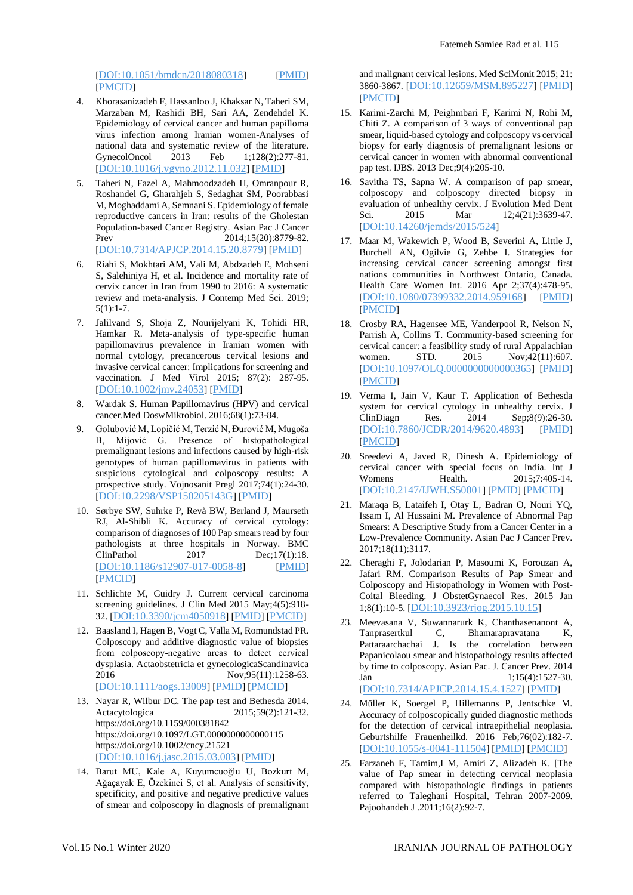[DOI:10.1051/bmdcn/2018080318] [PMID] [PMCID]

4. Khorasanizadeh F, Hassanloo J, Khaksar N, Taheri SM, Marzaban M, Rashidi BH, Sari AA, Zendehdel K. Epidemiology of cervical cancer and human papilloma virus infection among Iranian women-Analyses of national data and systematic review of the literature. GynecolOncol 2013 Feb 1;128(2):277-81. [DOI:10.1016/j.ygyno.2012.11.032] [PMID]
5. Taheri N, Fazel A, Mahmoodzadeh H, Omranpour R, Roshandel G, Gharahjeh S, Sedaghat SM, Poorabbasi M, Moghaddami A, Semnani S. Epidemiology of female reproductive cancers in Iran: results of the Gholestan Population-based Cancer Registry. Asian Pac J Cancer Prev 2014;15(20):8779-82. [DOI:10.7314/APJCP.2014.15.20.8779] [PMID]
6. Riahi S, Mokhtari AM, Vali M, Abdzadeh E, Mohseni S, Salehiniya H, et al. Incidence and mortality rate of cervix cancer in Iran from 1990 to 2016: A systematic review and meta-analysis. J Contemp Med Sci. 2019; 5(1):1-7.
7. Jalilvand S, Shoja Z, Nourijelyani K, Tohidi HR, Hamkar R. Meta-analysis of type-specific human papillomavirus prevalence in Iranian women with normal cytology, precancerous cervical lesions and invasive cervical cancer: Implications for screening and vaccination. J Med Virol 2015; 87(2): 287-95. [DOI:10.1002/jmv.24053] [PMID]
8. Wardak S. Human Papillomavirus (HPV) and cervical cancer.Med DoswMikrobiol. 2016;68(1):73-84.
9. Golubović M, Lopičić M, Terzić N, Đurović M, Mugoša B, Mijović G. Presence of histopathological premalignant lesions and infections caused by high-risk genotypes of human papillomavirus in patients with suspicious cytological and colposcopy results: A prospective study. Vojnosanit Pregl 2017;74(1):24-30. [DOI:10.2298/VSP150205143G] [PMID]
10. Sørbye SW, Suhrke P, Revå BW, Berland J, Maurseth RJ, Al-Shibli K. Accuracy of cervical cytology: comparison of diagnoses of 100 Pap smears read by four pathologists at three hospitals in Norway. BMC ClinPathol 2017 Dec;17(1):18. [DOI:10.1186/s12907-017-0058-8] [PMID] [PMCID]
11. Schlichte M, Guidry J. Current cervical carcinoma screening guidelines. J Clin Med 2015 May;4(5):918-32. [DOI:10.3390/jcm4050918] [PMID] [PMCID]
12. Baasland I, Hagen B, Vogt C, Valla M, Romundstad PR. Colposcopy and additive diagnostic value of biopsies from colposcopy-negative areas to detect cervical dysplasia. Actaobstetricia et gynecologicaScandinavica 2016 Nov;95(11):1258-63. [DOI:10.1111/aogs.13009] [PMID] [PMCID]
13. Nayar R, Wilbur DC. The pap test and Bethesda 2014. Actacytologica 2015;59(2):121-32. https://doi.org/10.1159/000381842 https://doi.org/10.1097/LGT.0000000000000115 https://doi.org/10.1002/cncy.21521 [DOI:10.1016/j.jasc.2015.03.003] [PMID]
14. Barut MU, Kale A, Kuyumcuoğlu U, Bozkurt M, Ağaçayak E, Özekinci S, et al. Analysis of sensitivity, specificity, and positive and negative predictive values of smear and colposcopy in diagnosis of premalignant and malignant cervical lesions. Med SciMonit 2015; 21: 3860-3867. [DOI:10.12659/MSM.895227] [PMID] [PMCID]
15. Karimi-Zarchi M, Peighmbari F, Karimi N, Rohi M, Chiti Z. A comparison of 3 ways of conventional pap smear, liquid-based cytology and colposcopy vs cervical biopsy for early diagnosis of premalignant lesions or cervical cancer in women with abnormal conventional pap test. IJBS. 2013 Dec;9(4):205-10.
16. Savitha TS, Sapna W. A comparison of pap smear, colposcopy and colposcopy directed biopsy in evaluation of unhealthy cervix. J Evolution Med Dent Sci. 2015 Mar 12;4(21):3639-47. [DOI:10.14260/jemds/2015/524]
17. Maar M, Wakewich P, Wood B, Severini A, Little J, Burchell AN, Ogilvie G, Zehbe I. Strategies for increasing cervical cancer screening amongst first nations communities in Northwest Ontario, Canada. Health Care Women Int. 2016 Apr 2;37(4):478-95. [DOI:10.1080/07399332.2014.959168] [PMID] [PMCID]
18. Crosby RA, Hagensee ME, Vanderpool R, Nelson N, Parrish A, Collins T. Community-based screening for cervical cancer: a feasibility study of rural Appalachian women. STD. 2015 Nov;42(11):607. [DOI:10.1097/OLQ.0000000000000365] [PMID] [PMCID]
19. Verma I, Jain V, Kaur T. Application of Bethesda system for cervical cytology in unhealthy cervix. J ClinDiagn Res. 2014 Sep;8(9):26-30. [DOI:10.7860/JCDR/2014/9620.4893] [PMID] [PMCID]
20. Sreedevi A, Javed R, Dinesh A. Epidemiology of cervical cancer with special focus on India. Int J Womens Health. 2015;7:405-14. [DOI:10.2147/IJWH.S50001] [PMID] [PMCID]
21. Maraqa B, Lataifeh I, Otay L, Badran O, Nouri YQ, Issam I, Al Hussaini M. Prevalence of Abnormal Pap Smears: A Descriptive Study from a Cancer Center in a Low-Prevalence Community. Asian Pac J Cancer Prev. 2017;18(11):3117.
22. Cheraghi F, Jolodarian P, Masoumi K, Forouzan A, Jafari RM. Comparison Results of Pap Smear and Colposcopy and Histopathology in Women with Post-Coital Bleeding. J ObstetGynaecol Res. 2015 Jan 1;8(1):10-5. [DOI:10.3923/rjog.2015.10.15]
23. Meevasana V, Suwannarurk K, Chanthasenanont A, Tanprasertkul C, Bhamarapravatana K, Pattaraarchachai J. Is the correlation between Papanicolaou smear and histopathology results affected by time to colposcopy. Asian Pac. J. Cancer Prev. 2014 Jan 1;15(4):1527-30. [DOI:10.7314/APJCP.2014.15.4.1527] [PMID]
24. Müller K, Soergel P, Hillemanns P, Jentschke M. Accuracy of colposcopically guided diagnostic methods for the detection of cervical intraepithelial neoplasia. Geburtshilfe Frauenheilkd. 2016 Feb;76(02):182-7. [DOI:10.1055/s-0041-111504] [PMID] [PMCID]
25. Farzaneh F, Tamim,I M, Amiri Z, Alizadeh K. [The value of Pap smear in detecting cervical neoplasia compared with histopathologic findings in patients referred to Taleghani Hospital, Tehran 2007-2009. Pajoohandeh J .2011;16(2):92-7.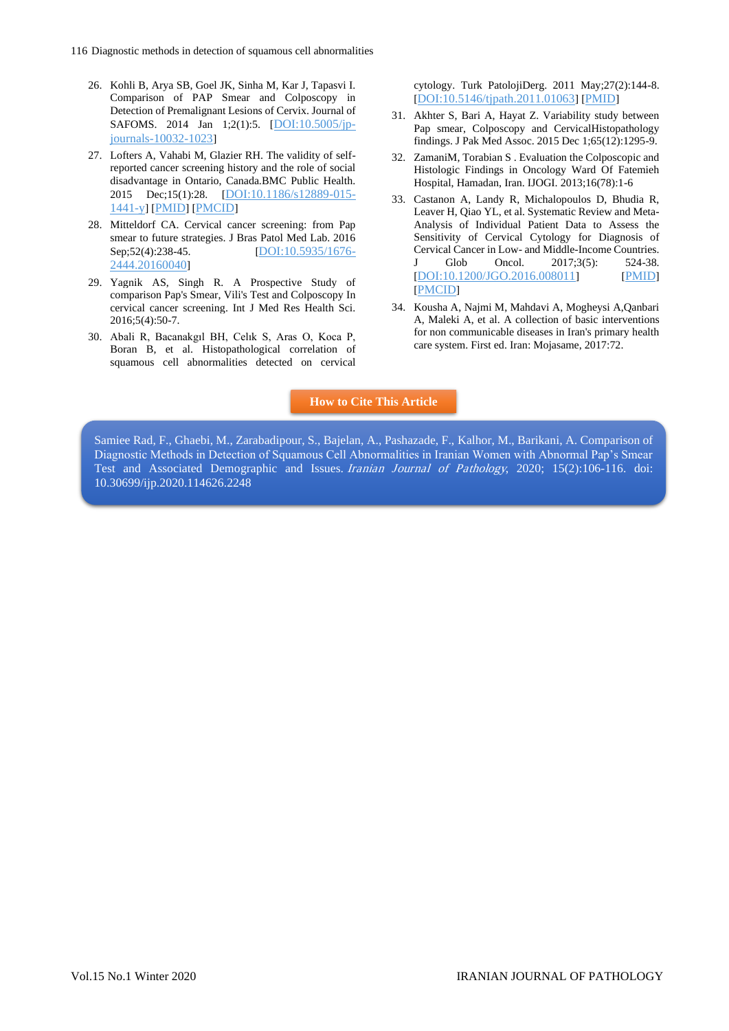26. Kohli B, Arya SB, Goel JK, Sinha M, Kar J, Tapasvi I. Comparison of PAP Smear and Colposcopy in Detection of Premalignant Lesions of Cervix. Journal of SAFOMS. 2014 Jan 1;2(1):5. [DOI:10.5005/jp-journals-10032-1023]
27. Lofters A, Vahabi M, Glazier RH. The validity of self-reported cancer screening history and the role of social disadvantage in Ontario, Canada.BMC Public Health. 2015 Dec;15(1):28. [DOI:10.1186/s12889-015-1441-y] [PMID] [PMCID]
28. Mitteldorf CA. Cervical cancer screening: from Pap smear to future strategies. J Bras Patol Med Lab. 2016 Sep;52(4):238-45. [DOI:10.5935/1676-2444.20160040]
29. Yagnik AS, Singh R. A Prospective Study of comparison Pap's Smear, Vili's Test and Colposcopy In cervical cancer screening. Int J Med Res Health Sci. 2016;5(4):50-7.
30. Abali R, Bacanakgıl BH, Celık S, Aras O, Koca P, Boran B, et al. Histopathological correlation of squamous cell abnormalities detected on cervical cytology. Turk PatolojiDerg. 2011 May;27(2):144-8. [DOI:10.5146/tjpath.2011.01063] [PMID]
31. Akhter S, Bari A, Hayat Z. Variability study between Pap smear, Colposcopy and CervicalHistopathology findings. J Pak Med Assoc. 2015 Dec 1;65(12):1295-9.
32. ZamaniM, Torabian S . Evaluation the Colposcopic and Histologic Findings in Oncology Ward Of Fatemieh Hospital, Hamadan, Iran. IJOGI. 2013;16(78):1-6
33. Castanon A, Landy R, Michalopoulos D, Bhudia R, Leaver H, Qiao YL, et al. Systematic Review and Meta-Analysis of Individual Patient Data to Assess the Sensitivity of Cervical Cytology for Diagnosis of Cervical Cancer in Low- and Middle-Income Countries. J Glob Oncol. 2017;3(5): 524-38. [DOI:10.1200/JGO.2016.008011] [PMID] [PMCID]
34. Kousha A, Najmi M, Mahdavi A, Mogheysi A,Qanbari A, Maleki A, et al. A collection of basic interventions for non communicable diseases in Iran's primary health care system. First ed. Iran: Mojasame, 2017:72.

**How to Cite This Article**

Samiee Rad, F., Ghaebi, M., Zarabadipour, S., Bajelan, A., Pashazade, F., Kalhor, M., Barikani, A. Comparison of Diagnostic Methods in Detection of Squamous Cell Abnormalities in Iranian Women with Abnormal Pap's Smear Test and Associated Demographic and Issues. *Iranian Journal of Pathology*, 2020; 15(2):106-116. doi: 10.30699/ijp.2020.114626.2248